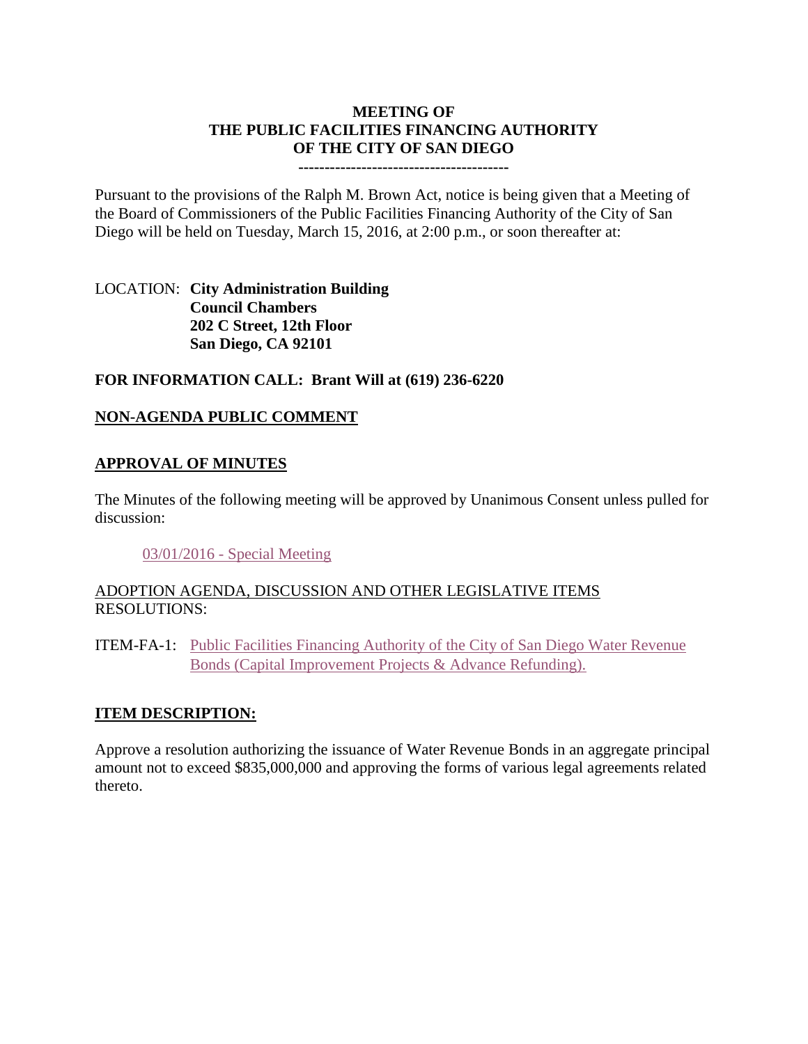# MEETING OF
# THE PUBLIC FACILITIES FINANCING AUTHORITY
# OF THE CITY OF SAN DIEGO

---

Pursuant to the provisions of the Ralph M. Brown Act, notice is being given that a Meeting of the Board of Commissioners of the Public Facilities Financing Authority of the City of San Diego will be held on Tuesday, March 15, 2016, at 2:00 p.m., or soon thereafter at:

LOCATION: **City Administration Building**
**Council Chambers**
**202 C Street, 12th Floor**
**San Diego, CA 92101**

**FOR INFORMATION CALL: Brant Will at (619) 236-6220**

## NON-AGENDA PUBLIC COMMENT

## APPROVAL OF MINUTES

The Minutes of the following meeting will be approved by Unanimous Consent unless pulled for discussion:

03/01/2016 - Special Meeting

ADOPTION AGENDA, DISCUSSION AND OTHER LEGISLATIVE ITEMS
RESOLUTIONS:

ITEM-FA-1: Public Facilities Financing Authority of the City of San Diego Water Revenue Bonds (Capital Improvement Projects & Advance Refunding).

## ITEM DESCRIPTION:

Approve a resolution authorizing the issuance of Water Revenue Bonds in an aggregate principal amount not to exceed $835,000,000 and approving the forms of various legal agreements related thereto.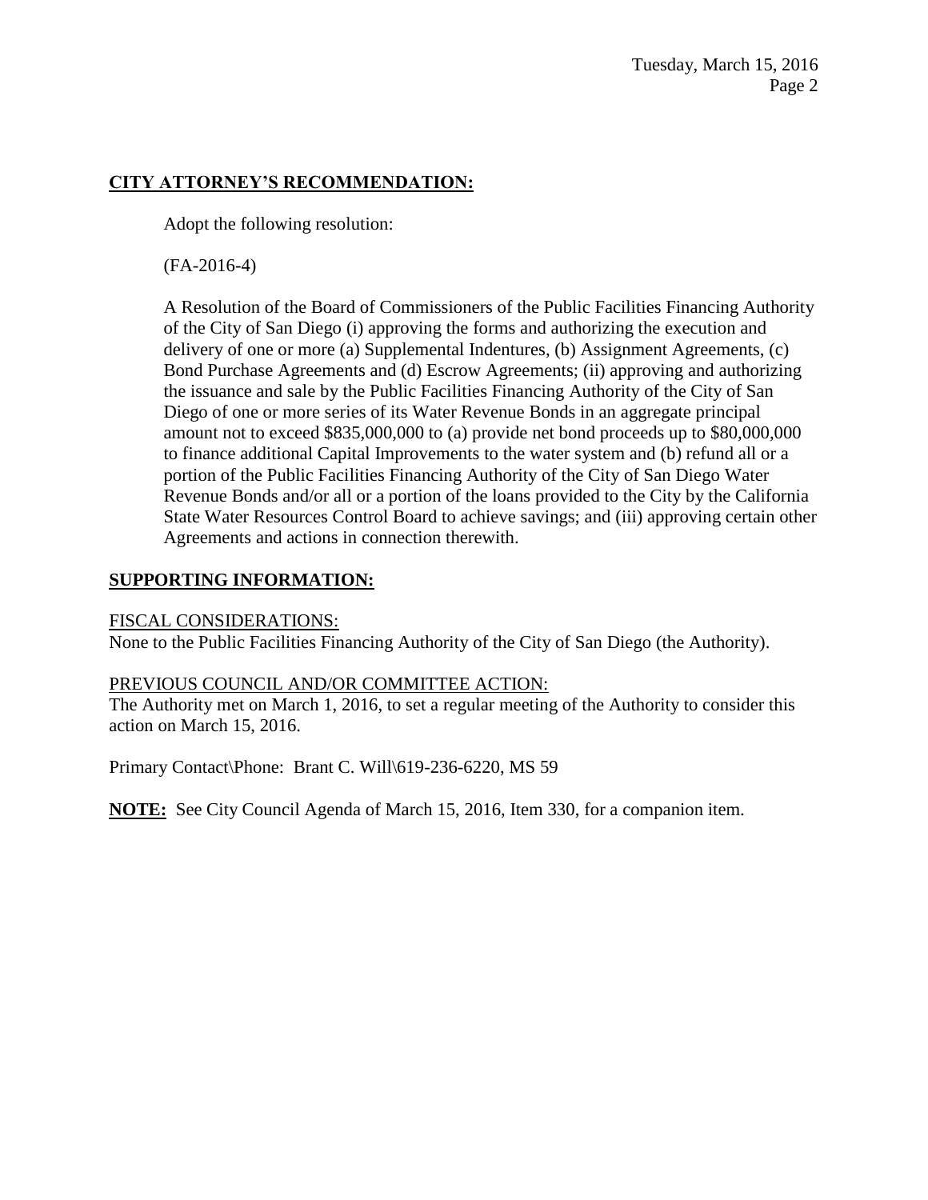## CITY ATTORNEY'S RECOMMENDATION:

Adopt the following resolution:

(FA-2016-4)

A Resolution of the Board of Commissioners of the Public Facilities Financing Authority of the City of San Diego (i) approving the forms and authorizing the execution and delivery of one or more (a) Supplemental Indentures, (b) Assignment Agreements, (c) Bond Purchase Agreements and (d) Escrow Agreements; (ii) approving and authorizing the issuance and sale by the Public Facilities Financing Authority of the City of San Diego of one or more series of its Water Revenue Bonds in an aggregate principal amount not to exceed $835,000,000 to (a) provide net bond proceeds up to $80,000,000 to finance additional Capital Improvements to the water system and (b) refund all or a portion of the Public Facilities Financing Authority of the City of San Diego Water Revenue Bonds and/or all or a portion of the loans provided to the City by the California State Water Resources Control Board to achieve savings; and (iii) approving certain other Agreements and actions in connection therewith.

## SUPPORTING INFORMATION:

FISCAL CONSIDERATIONS:
None to the Public Facilities Financing Authority of the City of San Diego (the Authority).

PREVIOUS COUNCIL AND/OR COMMITTEE ACTION:
The Authority met on March 1, 2016, to set a regular meeting of the Authority to consider this action on March 15, 2016.

Primary Contact\Phone: Brant C. Will\619-236-6220, MS 59

**NOTE:** See City Council Agenda of March 15, 2016, Item 330, for a companion item.